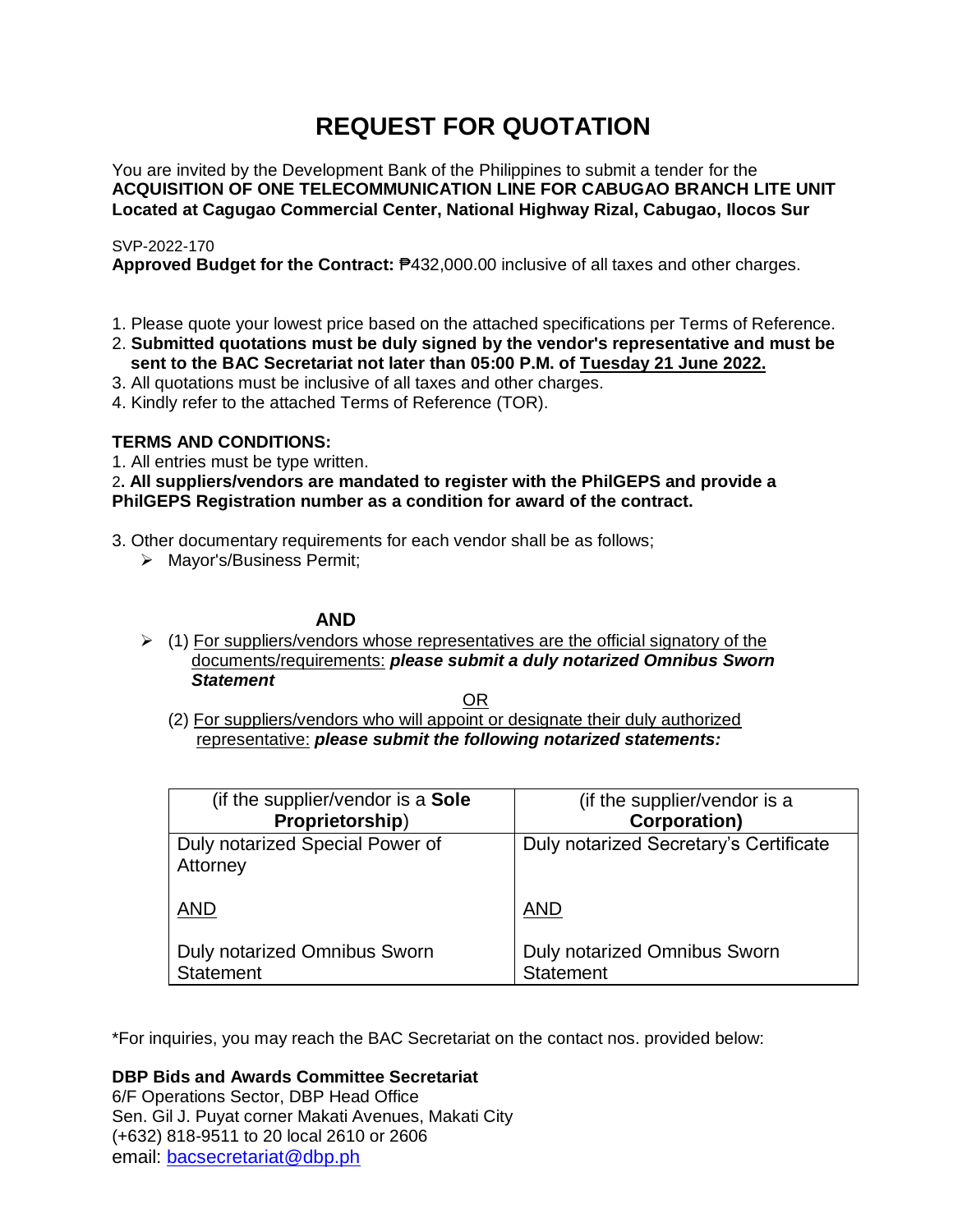# REQUEST FOR QUOTATION

You are invited by the Development Bank of the Philippines to submit a tender for the
**ACQUISITION OF ONE TELECOMMUNICATION LINE FOR CABUGAO BRANCH LITE UNIT**
**Located at Cagugao Commercial Center, National Highway Rizal, Cabugao, Ilocos Sur**

SVP-2022-170
**Approved Budget for the Contract:** ₱432,000.00 inclusive of all taxes and other charges.

1. Please quote your lowest price based on the attached specifications per Terms of Reference.
2. **Submitted quotations must be duly signed by the vendor's representative and must be sent to the BAC Secretariat not later than 05:00 P.M. of Tuesday 21 June 2022.**
3. All quotations must be inclusive of all taxes and other charges.
4. Kindly refer to the attached Terms of Reference (TOR).

**TERMS AND CONDITIONS:**

1. All entries must be type written.
2. **All suppliers/vendors are mandated to register with the PhilGEPS and provide a PhilGEPS Registration number as a condition for award of the contract.**
3. Other documentary requirements for each vendor shall be as follows;
   - Mayor's/Business Permit;

**AND**

- (1) For suppliers/vendors whose representatives are the official signatory of the documents/requirements: ***please submit a duly notarized Omnibus Sworn Statement***

  OR

  (2) For suppliers/vendors who will appoint or designate their duly authorized representative: ***please submit the following notarized statements:***

| (if the supplier/vendor is a **Sole Proprietorship**) | (if the supplier/vendor is a **Corporation)** |
|---|---|
| Duly notarized Special Power of Attorney<br><br>AND<br><br>Duly notarized Omnibus Sworn Statement | Duly notarized Secretary's Certificate<br><br>AND<br><br>Duly notarized Omnibus Sworn Statement |

*For inquiries, you may reach the BAC Secretariat on the contact nos. provided below:

**DBP Bids and Awards Committee Secretariat**
6/F Operations Sector, DBP Head Office
Sen. Gil J. Puyat corner Makati Avenues, Makati City
(+632) 818-9511 to 20 local 2610 or 2606
email: bacsecretariat@dbp.ph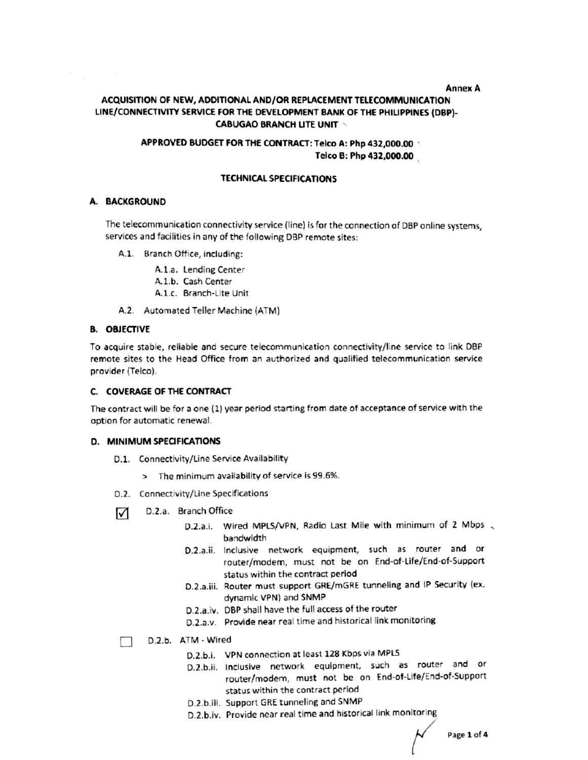Annex A

# ACQUISITION OF NEW, ADDITIONAL AND/OR REPLACEMENT TELECOMMUNICATION LINE/CONNECTIVITY SERVICE FOR THE DEVELOPMENT BANK OF THE PHILIPPINES (DBP)-CABUGAO BRANCH LITE UNIT

**APPROVED BUDGET FOR THE CONTRACT: Telco A: Php 432,000.00**
**Telco B: Php 432,000.00**

## TECHNICAL SPECIFICATIONS

### A. BACKGROUND

The telecommunication connectivity service (line) is for the connection of DBP online systems, services and facilities in any of the following DBP remote sites:

- A.1. Branch Office, including:
  - A.1.a. Lending Center
  - A.1.b. Cash Center
  - A.1.c. Branch-Lite Unit
- A.2. Automated Teller Machine (ATM)

### B. OBJECTIVE

To acquire stable, reliable and secure telecommunication connectivity/line service to link DBP remote sites to the Head Office from an authorized and qualified telecommunication service provider (Telco).

### C. COVERAGE OF THE CONTRACT

The contract will be for a one (1) year period starting from date of acceptance of service with the option for automatic renewal.

### D. MINIMUM SPECIFICATIONS

- D.1. Connectivity/Line Service Availability
  - > The minimum availability of service is 99.6%.
- D.2. Connectivity/Line Specifications

☑ D.2.a. Branch Office

- D.2.a.i. Wired MPLS/VPN, Radio Last Mile with minimum of 2 Mbps bandwidth
- D.2.a.ii. Inclusive network equipment, such as router and or router/modem, must not be on End-of-Life/End-of-Support status within the contract period
- D.2.a.iii. Router must support GRE/mGRE tunneling and IP Security (ex. dynamic VPN) and SNMP
- D.2.a.iv. DBP shall have the full access of the router
- D.2.a.v. Provide near real time and historical link monitoring

☐ D.2.b. ATM - Wired

- D.2.b.i. VPN connection at least 128 Kbps via MPLS
- D.2.b.ii. Inclusive network equipment, such as router and or router/modem, must not be on End-of-Life/End-of-Support status within the contract period
- D.2.b.iii. Support GRE tunneling and SNMP
- D.2.b.iv. Provide near real time and historical link monitoring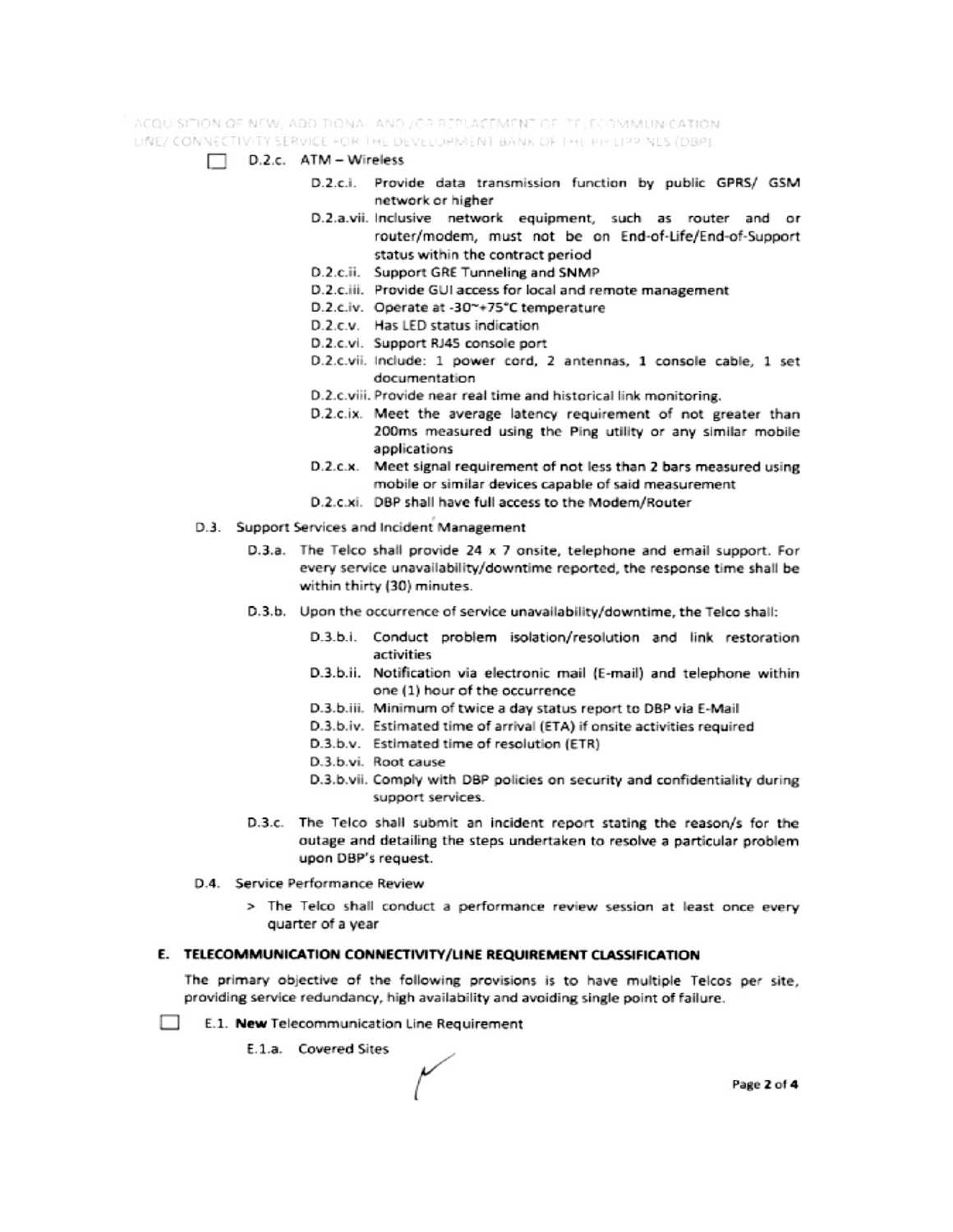☐ D.2.c. ATM – Wireless

- D.2.c.i. Provide data transmission function by public GPRS/ GSM network or higher
- D.2.a.vii. Inclusive network equipment, such as router and or router/modem, must not be on End-of-Life/End-of-Support status within the contract period
- D.2.c.ii. Support GRE Tunneling and SNMP
- D.2.c.iii. Provide GUI access for local and remote management
- D.2.c.iv. Operate at -30~+75°C temperature
- D.2.c.v. Has LED status indication
- D.2.c.vi. Support RJ45 console port
- D.2.c.vii. Include: 1 power cord, 2 antennas, 1 console cable, 1 set documentation
- D.2.c.viii. Provide near real time and historical link monitoring.
- D.2.c.ix. Meet the average latency requirement of not greater than 200ms measured using the Ping utility or any similar mobile applications
- D.2.c.x. Meet signal requirement of not less than 2 bars measured using mobile or similar devices capable of said measurement
- D.2.c.xi. DBP shall have full access to the Modem/Router

D.3. Support Services and Incident Management

D.3.a. The Telco shall provide 24 x 7 onsite, telephone and email support. For every service unavailability/downtime reported, the response time shall be within thirty (30) minutes.

D.3.b. Upon the occurrence of service unavailability/downtime, the Telco shall:

- D.3.b.i. Conduct problem isolation/resolution and link restoration activities
- D.3.b.ii. Notification via electronic mail (E-mail) and telephone within one (1) hour of the occurrence
- D.3.b.iii. Minimum of twice a day status report to DBP via E-Mail
- D.3.b.iv. Estimated time of arrival (ETA) if onsite activities required
- D.3.b.v. Estimated time of resolution (ETR)
- D.3.b.vi. Root cause
- D.3.b.vii. Comply with DBP policies on security and confidentiality during support services.

D.3.c. The Telco shall submit an incident report stating the reason/s for the outage and detailing the steps undertaken to resolve a particular problem upon DBP's request.

D.4. Service Performance Review

> The Telco shall conduct a performance review session at least once every quarter of a year

## E. TELECOMMUNICATION CONNECTIVITY/LINE REQUIREMENT CLASSIFICATION

The primary objective of the following provisions is to have multiple Telcos per site, providing service redundancy, high availability and avoiding single point of failure.

☐ E.1. **New** Telecommunication Line Requirement

E.1.a. Covered Sites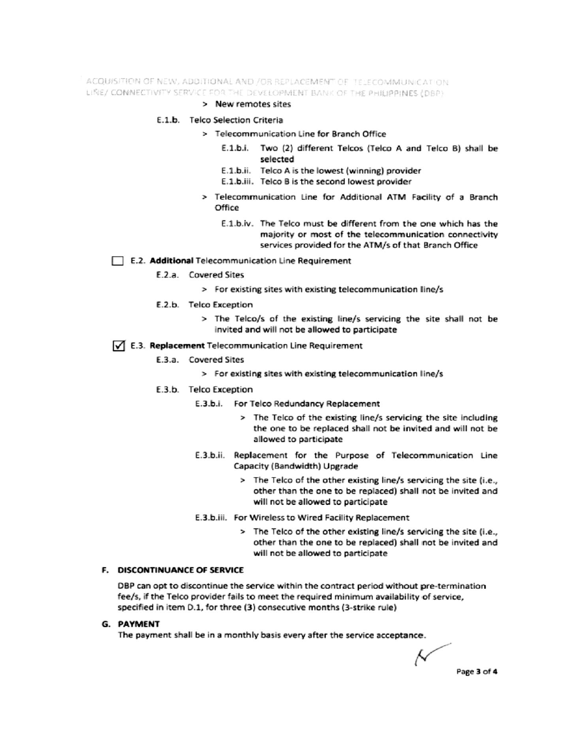> New remotes sites

E.1.b. Telco Selection Criteria

> Telecommunication Line for Branch Office

E.1.b.i. Two (2) different Telcos (Telco A and Telco B) shall be selected

E.1.b.ii. Telco A is the lowest (winning) provider

E.1.b.iii. Telco B is the second lowest provider

> Telecommunication Line for Additional ATM Facility of a Branch Office

E.1.b.iv. The Telco must be different from the one which has the majority or most of the telecommunication connectivity services provided for the ATM/s of that Branch Office

☐ E.2. **Additional** Telecommunication Line Requirement

E.2.a. Covered Sites

> For existing sites with existing telecommunication line/s

E.2.b. Telco Exception

> The Telco/s of the existing line/s servicing the site shall not be invited and will not be allowed to participate

☑ E.3. **Replacement** Telecommunication Line Requirement

E.3.a. Covered Sites

> For existing sites with existing telecommunication line/s

E.3.b. Telco Exception

E.3.b.i. For Telco Redundancy Replacement

> The Telco of the existing line/s servicing the site including the one to be replaced shall not be invited and will not be allowed to participate

E.3.b.ii. Replacement for the Purpose of Telecommunication Line Capacity (Bandwidth) Upgrade

> The Telco of the other existing line/s servicing the site (i.e., other than the one to be replaced) shall not be invited and will not be allowed to participate

E.3.b.iii. For Wireless to Wired Facility Replacement

> The Telco of the other existing line/s servicing the site (i.e., other than the one to be replaced) shall not be invited and will not be allowed to participate

## F. DISCONTINUANCE OF SERVICE

DBP can opt to discontinue the service within the contract period without pre-termination fee/s, if the Telco provider fails to meet the required minimum availability of service, specified in item D.1, for three (3) consecutive months (3-strike rule)

## G. PAYMENT

The payment shall be in a monthly basis every after the service acceptance.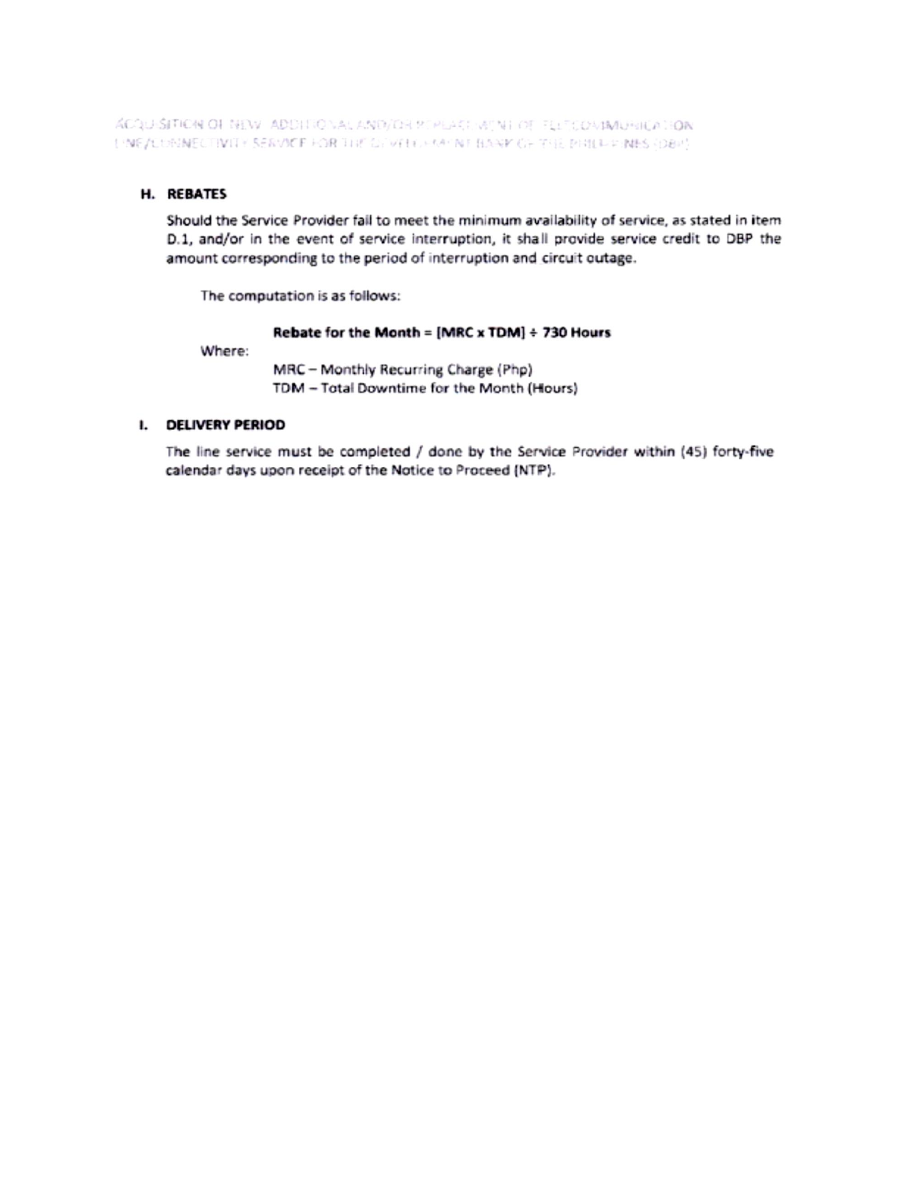## H. REBATES

Should the Service Provider fail to meet the minimum availability of service, as stated in item D.1, and/or in the event of service interruption, it shall provide service credit to DBP the amount corresponding to the period of interruption and circuit outage.

The computation is as follows:

**Rebate for the Month = [MRC x TDM] ÷ 730 Hours**

Where:

MRC – Monthly Recurring Charge (Php)
TDM – Total Downtime for the Month (Hours)

## I. DELIVERY PERIOD

The line service must be completed / done by the Service Provider within (45) forty-five calendar days upon receipt of the Notice to Proceed (NTP).